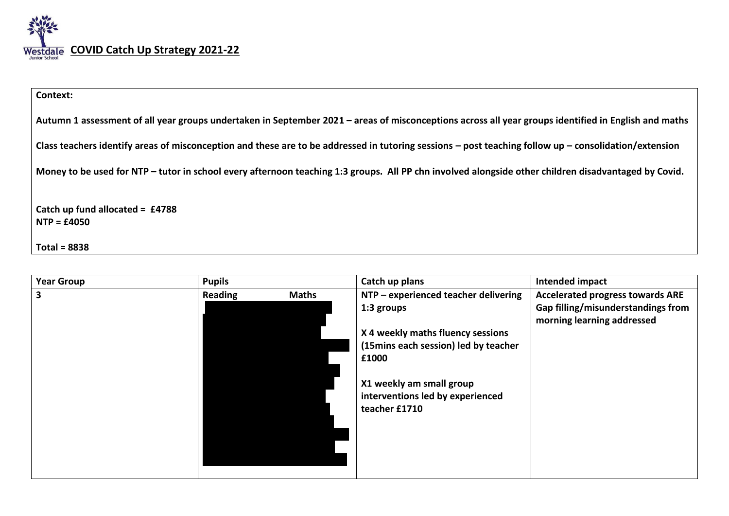# COVID Catch Up Strategy 2021-22

**Context:**

**Autumn 1 assessment of all year groups undertaken in September 2021 – areas of misconceptions across all year groups identified in English and maths**

**Class teachers identify areas of misconception and these are to be addressed in tutoring sessions – post teaching follow up – consolidation/extension**

**Money to be used for NTP – tutor in school every afternoon teaching 1:3 groups. All PP chn involved alongside other children disadvantaged by Covid.**

**Catch up fund allocated = £4788**
**NTP = £4050**

**Total = 8838**

| Year Group | Pupils | Catch up plans | Intended impact |
|---|---|---|---|
| **3** | **Reading** **Maths** | **NTP – experienced teacher delivering 1:3 groups**<br><br>**X 4 weekly maths fluency sessions (15mins each session) led by teacher £1000**<br><br>**X1 weekly am small group interventions led by experienced teacher £1710** | **Accelerated progress towards ARE**<br>**Gap filling/misunderstandings from morning learning addressed** |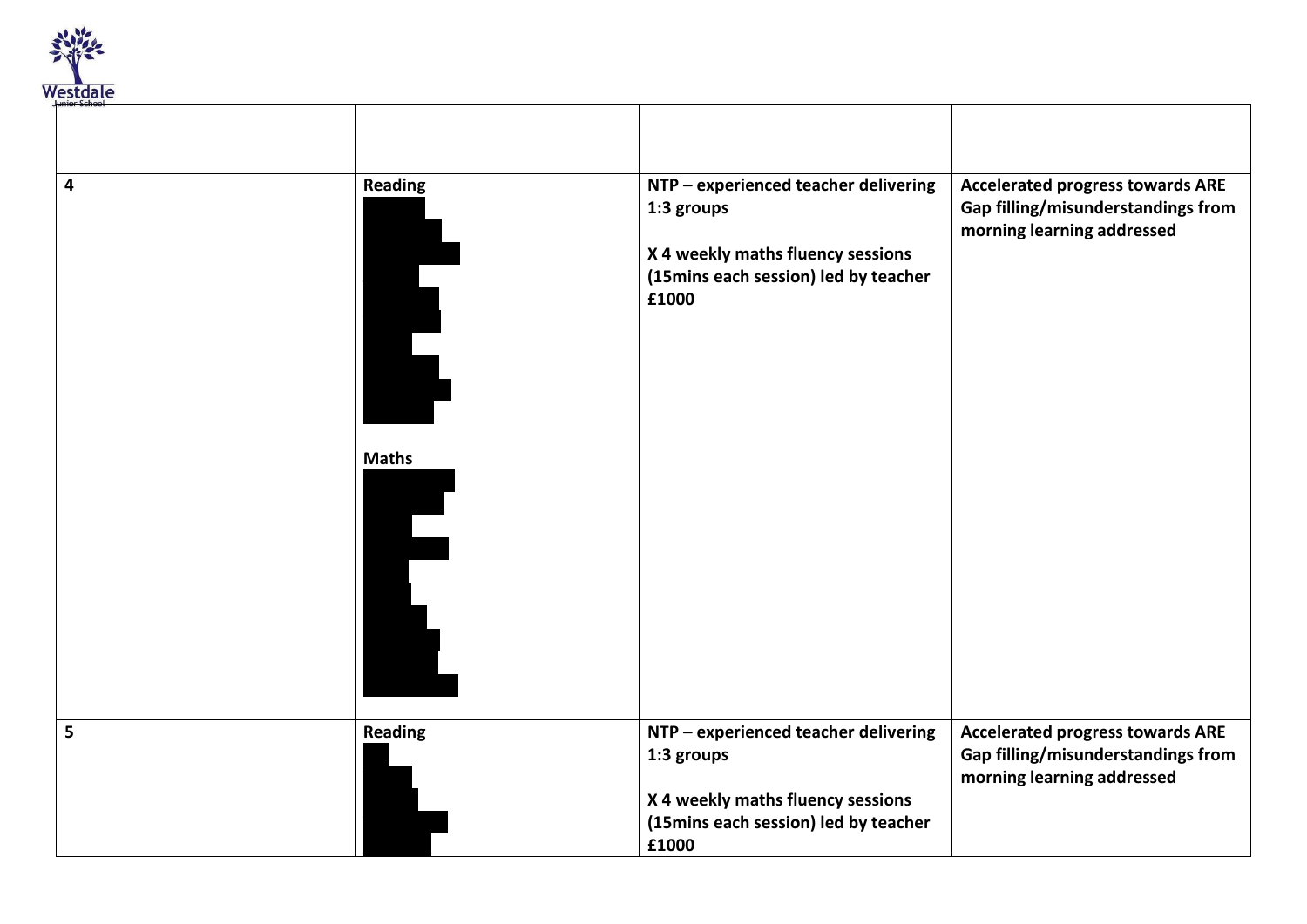| | | | |
|---|---|---|---|
| **4** | **Reading**<br><br>**Maths** | **NTP – experienced teacher delivering 1:3 groups**<br><br>**X 4 weekly maths fluency sessions (15mins each session) led by teacher**<br>**£1000** | **Accelerated progress towards ARE**<br>**Gap filling/misunderstandings from morning learning addressed** |
| **5** | **Reading** | **NTP – experienced teacher delivering 1:3 groups**<br><br>**X 4 weekly maths fluency sessions (15mins each session) led by teacher**<br>**£1000** | **Accelerated progress towards ARE**<br>**Gap filling/misunderstandings from morning learning addressed** |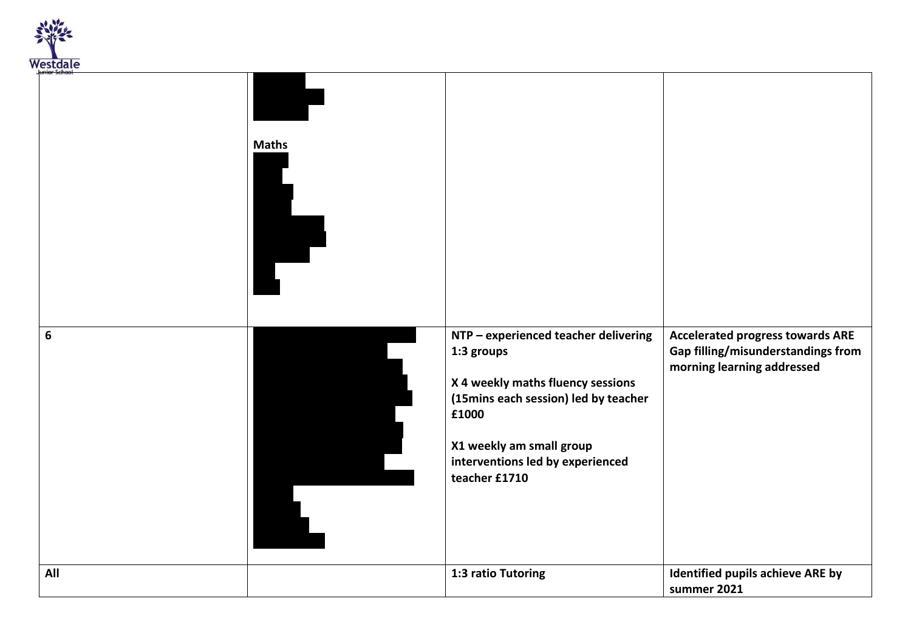| | | | |
|---|---|---|---|
| | **Maths** | | |
| **6** | | **NTP – experienced teacher delivering 1:3 groups**<br><br>**X 4 weekly maths fluency sessions (15mins each session) led by teacher £1000**<br><br>**X1 weekly am small group interventions led by experienced teacher £1710** | **Accelerated progress towards ARE**<br>**Gap filling/misunderstandings from morning learning addressed** |
| **All** | | **1:3 ratio Tutoring** | **Identified pupils achieve ARE by summer 2021** |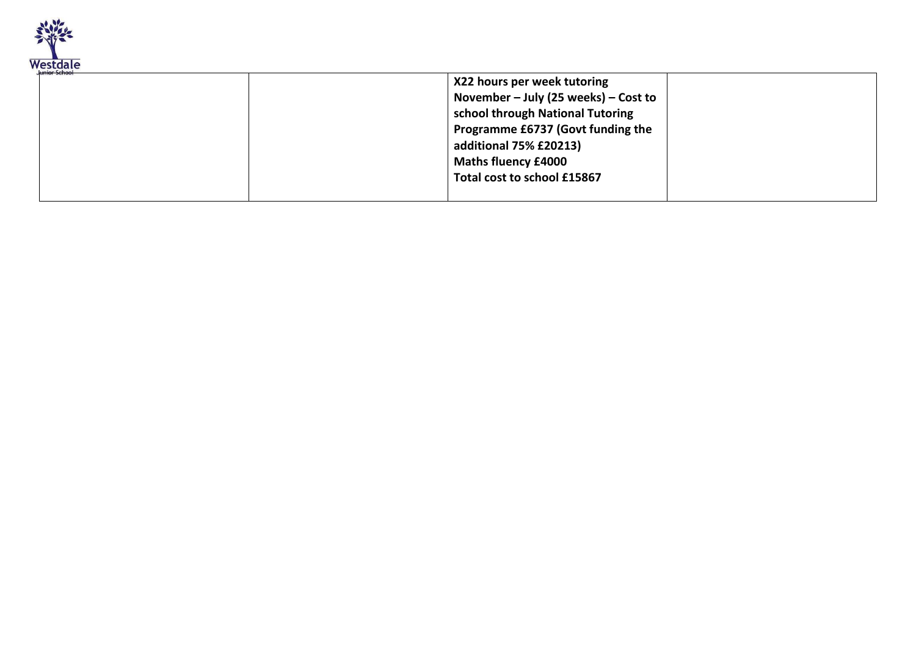| | | | |
|---|---|---|---|
| | | **X22 hours per week tutoring November – July (25 weeks) – Cost to school through National Tutoring Programme £6737 (Govt funding the additional 75% £20213)**<br>**Maths fluency £4000**<br>**Total cost to school £15867** | |